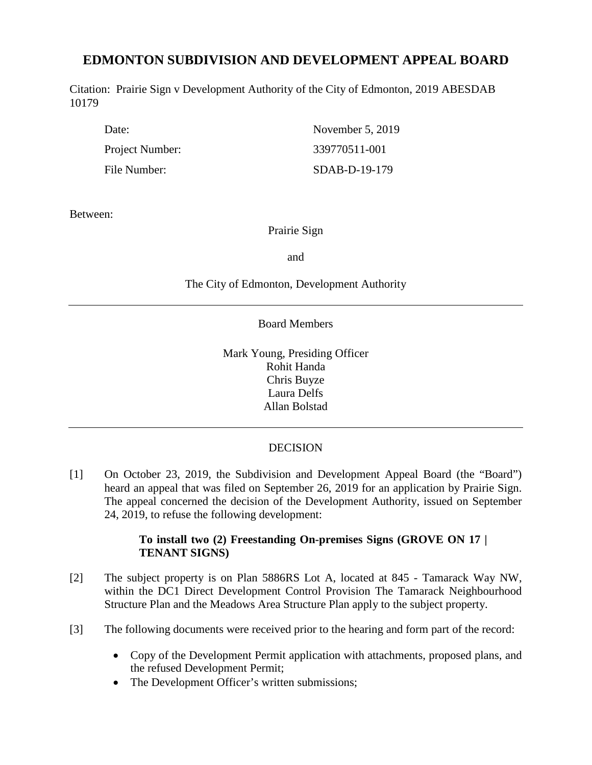# EDMONTON SUBDIVISION AND DEVELOPMENT APPEAL BOARD

Citation: Prairie Sign v Development Authority of the City of Edmonton, 2019 ABESDAB 10179

| | |
|---|---|
| Date: | November 5, 2019 |
| Project Number: | 339770511-001 |
| File Number: | SDAB-D-19-179 |

Between:

Prairie Sign

and

The City of Edmonton, Development Authority

---

Board Members

Mark Young, Presiding Officer
Rohit Handa
Chris Buyze
Laura Delfs
Allan Bolstad

---

DECISION

[1] On October 23, 2019, the Subdivision and Development Appeal Board (the "Board") heard an appeal that was filed on September 26, 2019 for an application by Prairie Sign. The appeal concerned the decision of the Development Authority, issued on September 24, 2019, to refuse the following development:

> **To install two (2) Freestanding On-premises Signs (GROVE ON 17 | TENANT SIGNS)**

[2] The subject property is on Plan 5886RS Lot A, located at 845 - Tamarack Way NW, within the DC1 Direct Development Control Provision The Tamarack Neighbourhood Structure Plan and the Meadows Area Structure Plan apply to the subject property.

[3] The following documents were received prior to the hearing and form part of the record:

- Copy of the Development Permit application with attachments, proposed plans, and the refused Development Permit;
- The Development Officer's written submissions;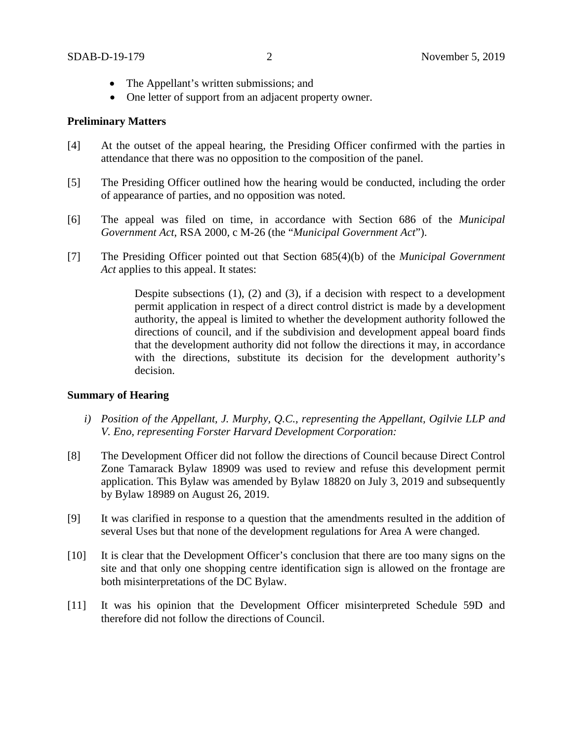- The Appellant's written submissions; and
- One letter of support from an adjacent property owner.

**Preliminary Matters**

[4] At the outset of the appeal hearing, the Presiding Officer confirmed with the parties in attendance that there was no opposition to the composition of the panel.

[5] The Presiding Officer outlined how the hearing would be conducted, including the order of appearance of parties, and no opposition was noted.

[6] The appeal was filed on time, in accordance with Section 686 of the *Municipal Government Act*, RSA 2000, c M-26 (the "*Municipal Government Act*").

[7] The Presiding Officer pointed out that Section 685(4)(b) of the *Municipal Government Act* applies to this appeal. It states:

> Despite subsections (1), (2) and (3), if a decision with respect to a development permit application in respect of a direct control district is made by a development authority, the appeal is limited to whether the development authority followed the directions of council, and if the subdivision and development appeal board finds that the development authority did not follow the directions it may, in accordance with the directions, substitute its decision for the development authority's decision.

**Summary of Hearing**

*i) Position of the Appellant, J. Murphy, Q.C., representing the Appellant, Ogilvie LLP and V. Eno, representing Forster Harvard Development Corporation:*

[8] The Development Officer did not follow the directions of Council because Direct Control Zone Tamarack Bylaw 18909 was used to review and refuse this development permit application. This Bylaw was amended by Bylaw 18820 on July 3, 2019 and subsequently by Bylaw 18989 on August 26, 2019.

[9] It was clarified in response to a question that the amendments resulted in the addition of several Uses but that none of the development regulations for Area A were changed.

[10] It is clear that the Development Officer's conclusion that there are too many signs on the site and that only one shopping centre identification sign is allowed on the frontage are both misinterpretations of the DC Bylaw.

[11] It was his opinion that the Development Officer misinterpreted Schedule 59D and therefore did not follow the directions of Council.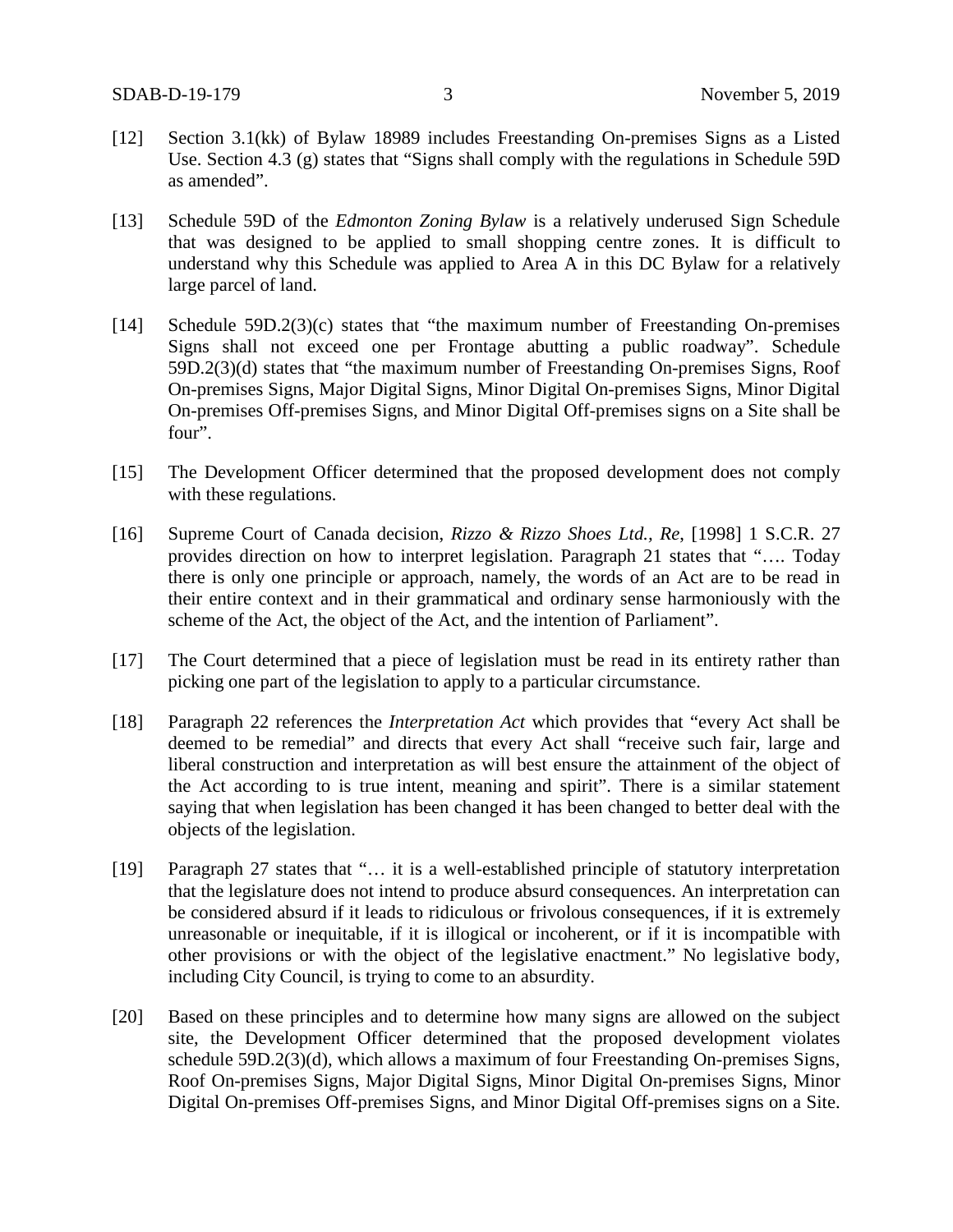[12] Section 3.1(kk) of Bylaw 18989 includes Freestanding On-premises Signs as a Listed Use. Section 4.3 (g) states that "Signs shall comply with the regulations in Schedule 59D as amended".

[13] Schedule 59D of the *Edmonton Zoning Bylaw* is a relatively underused Sign Schedule that was designed to be applied to small shopping centre zones. It is difficult to understand why this Schedule was applied to Area A in this DC Bylaw for a relatively large parcel of land.

[14] Schedule 59D.2(3)(c) states that "the maximum number of Freestanding On-premises Signs shall not exceed one per Frontage abutting a public roadway". Schedule 59D.2(3)(d) states that "the maximum number of Freestanding On-premises Signs, Roof On-premises Signs, Major Digital Signs, Minor Digital On-premises Signs, Minor Digital On-premises Off-premises Signs, and Minor Digital Off-premises signs on a Site shall be four".

[15] The Development Officer determined that the proposed development does not comply with these regulations.

[16] Supreme Court of Canada decision, *Rizzo & Rizzo Shoes Ltd., Re*, [1998] 1 S.C.R. 27 provides direction on how to interpret legislation. Paragraph 21 states that "…. Today there is only one principle or approach, namely, the words of an Act are to be read in their entire context and in their grammatical and ordinary sense harmoniously with the scheme of the Act, the object of the Act, and the intention of Parliament".

[17] The Court determined that a piece of legislation must be read in its entirety rather than picking one part of the legislation to apply to a particular circumstance.

[18] Paragraph 22 references the *Interpretation Act* which provides that "every Act shall be deemed to be remedial" and directs that every Act shall "receive such fair, large and liberal construction and interpretation as will best ensure the attainment of the object of the Act according to is true intent, meaning and spirit". There is a similar statement saying that when legislation has been changed it has been changed to better deal with the objects of the legislation.

[19] Paragraph 27 states that "… it is a well-established principle of statutory interpretation that the legislature does not intend to produce absurd consequences. An interpretation can be considered absurd if it leads to ridiculous or frivolous consequences, if it is extremely unreasonable or inequitable, if it is illogical or incoherent, or if it is incompatible with other provisions or with the object of the legislative enactment." No legislative body, including City Council, is trying to come to an absurdity.

[20] Based on these principles and to determine how many signs are allowed on the subject site, the Development Officer determined that the proposed development violates schedule 59D.2(3)(d), which allows a maximum of four Freestanding On-premises Signs, Roof On-premises Signs, Major Digital Signs, Minor Digital On-premises Signs, Minor Digital On-premises Off-premises Signs, and Minor Digital Off-premises signs on a Site.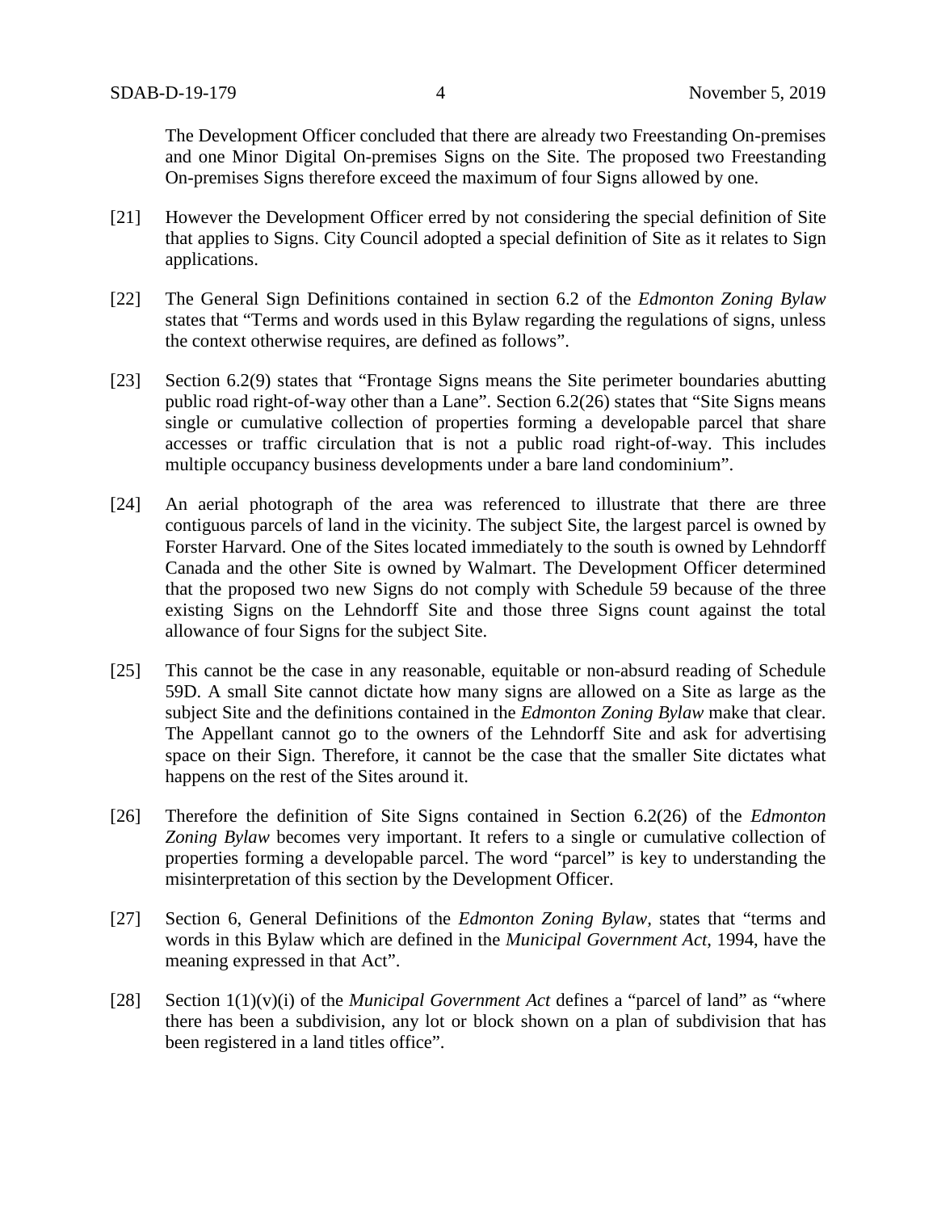The Development Officer concluded that there are already two Freestanding On-premises and one Minor Digital On-premises Signs on the Site. The proposed two Freestanding On-premises Signs therefore exceed the maximum of four Signs allowed by one.

[21] However the Development Officer erred by not considering the special definition of Site that applies to Signs. City Council adopted a special definition of Site as it relates to Sign applications.

[22] The General Sign Definitions contained in section 6.2 of the *Edmonton Zoning Bylaw* states that "Terms and words used in this Bylaw regarding the regulations of signs, unless the context otherwise requires, are defined as follows".

[23] Section 6.2(9) states that "Frontage Signs means the Site perimeter boundaries abutting public road right-of-way other than a Lane". Section 6.2(26) states that "Site Signs means single or cumulative collection of properties forming a developable parcel that share accesses or traffic circulation that is not a public road right-of-way. This includes multiple occupancy business developments under a bare land condominium".

[24] An aerial photograph of the area was referenced to illustrate that there are three contiguous parcels of land in the vicinity. The subject Site, the largest parcel is owned by Forster Harvard. One of the Sites located immediately to the south is owned by Lehndorff Canada and the other Site is owned by Walmart. The Development Officer determined that the proposed two new Signs do not comply with Schedule 59 because of the three existing Signs on the Lehndorff Site and those three Signs count against the total allowance of four Signs for the subject Site.

[25] This cannot be the case in any reasonable, equitable or non-absurd reading of Schedule 59D. A small Site cannot dictate how many signs are allowed on a Site as large as the subject Site and the definitions contained in the *Edmonton Zoning Bylaw* make that clear. The Appellant cannot go to the owners of the Lehndorff Site and ask for advertising space on their Sign. Therefore, it cannot be the case that the smaller Site dictates what happens on the rest of the Sites around it.

[26] Therefore the definition of Site Signs contained in Section 6.2(26) of the *Edmonton Zoning Bylaw* becomes very important. It refers to a single or cumulative collection of properties forming a developable parcel. The word "parcel" is key to understanding the misinterpretation of this section by the Development Officer.

[27] Section 6, General Definitions of the *Edmonton Zoning Bylaw*, states that "terms and words in this Bylaw which are defined in the *Municipal Government Act*, 1994, have the meaning expressed in that Act".

[28] Section 1(1)(v)(i) of the *Municipal Government Act* defines a "parcel of land" as "where there has been a subdivision, any lot or block shown on a plan of subdivision that has been registered in a land titles office".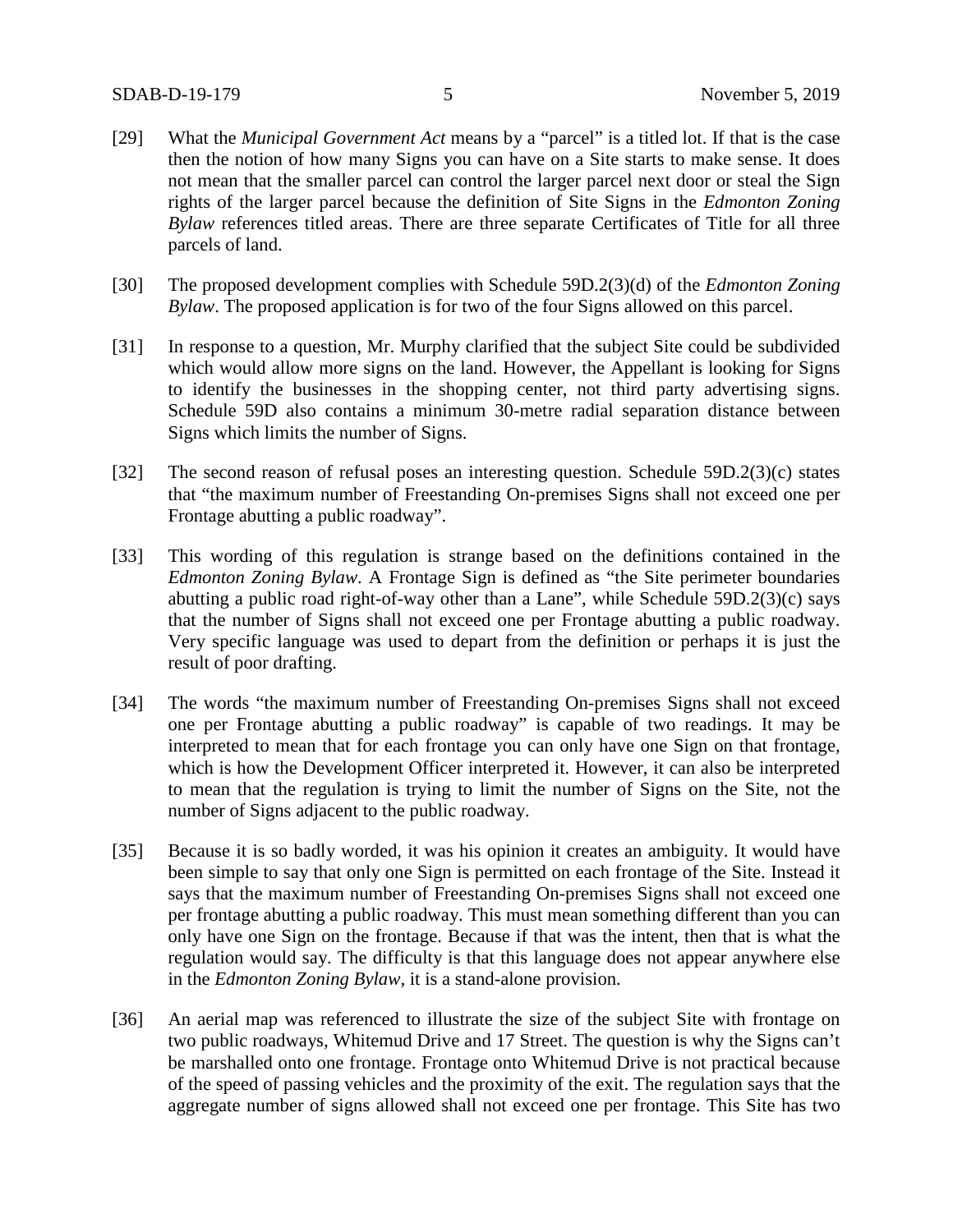[29] What the *Municipal Government Act* means by a "parcel" is a titled lot. If that is the case then the notion of how many Signs you can have on a Site starts to make sense. It does not mean that the smaller parcel can control the larger parcel next door or steal the Sign rights of the larger parcel because the definition of Site Signs in the *Edmonton Zoning Bylaw* references titled areas. There are three separate Certificates of Title for all three parcels of land.

[30] The proposed development complies with Schedule 59D.2(3)(d) of the *Edmonton Zoning Bylaw*. The proposed application is for two of the four Signs allowed on this parcel.

[31] In response to a question, Mr. Murphy clarified that the subject Site could be subdivided which would allow more signs on the land. However, the Appellant is looking for Signs to identify the businesses in the shopping center, not third party advertising signs. Schedule 59D also contains a minimum 30-metre radial separation distance between Signs which limits the number of Signs.

[32] The second reason of refusal poses an interesting question. Schedule 59D.2(3)(c) states that "the maximum number of Freestanding On-premises Signs shall not exceed one per Frontage abutting a public roadway".

[33] This wording of this regulation is strange based on the definitions contained in the *Edmonton Zoning Bylaw*. A Frontage Sign is defined as "the Site perimeter boundaries abutting a public road right-of-way other than a Lane", while Schedule 59D.2(3)(c) says that the number of Signs shall not exceed one per Frontage abutting a public roadway. Very specific language was used to depart from the definition or perhaps it is just the result of poor drafting.

[34] The words "the maximum number of Freestanding On-premises Signs shall not exceed one per Frontage abutting a public roadway" is capable of two readings. It may be interpreted to mean that for each frontage you can only have one Sign on that frontage, which is how the Development Officer interpreted it. However, it can also be interpreted to mean that the regulation is trying to limit the number of Signs on the Site, not the number of Signs adjacent to the public roadway.

[35] Because it is so badly worded, it was his opinion it creates an ambiguity. It would have been simple to say that only one Sign is permitted on each frontage of the Site. Instead it says that the maximum number of Freestanding On-premises Signs shall not exceed one per frontage abutting a public roadway. This must mean something different than you can only have one Sign on the frontage. Because if that was the intent, then that is what the regulation would say. The difficulty is that this language does not appear anywhere else in the *Edmonton Zoning Bylaw*, it is a stand-alone provision.

[36] An aerial map was referenced to illustrate the size of the subject Site with frontage on two public roadways, Whitemud Drive and 17 Street. The question is why the Signs can't be marshalled onto one frontage. Frontage onto Whitemud Drive is not practical because of the speed of passing vehicles and the proximity of the exit. The regulation says that the aggregate number of signs allowed shall not exceed one per frontage. This Site has two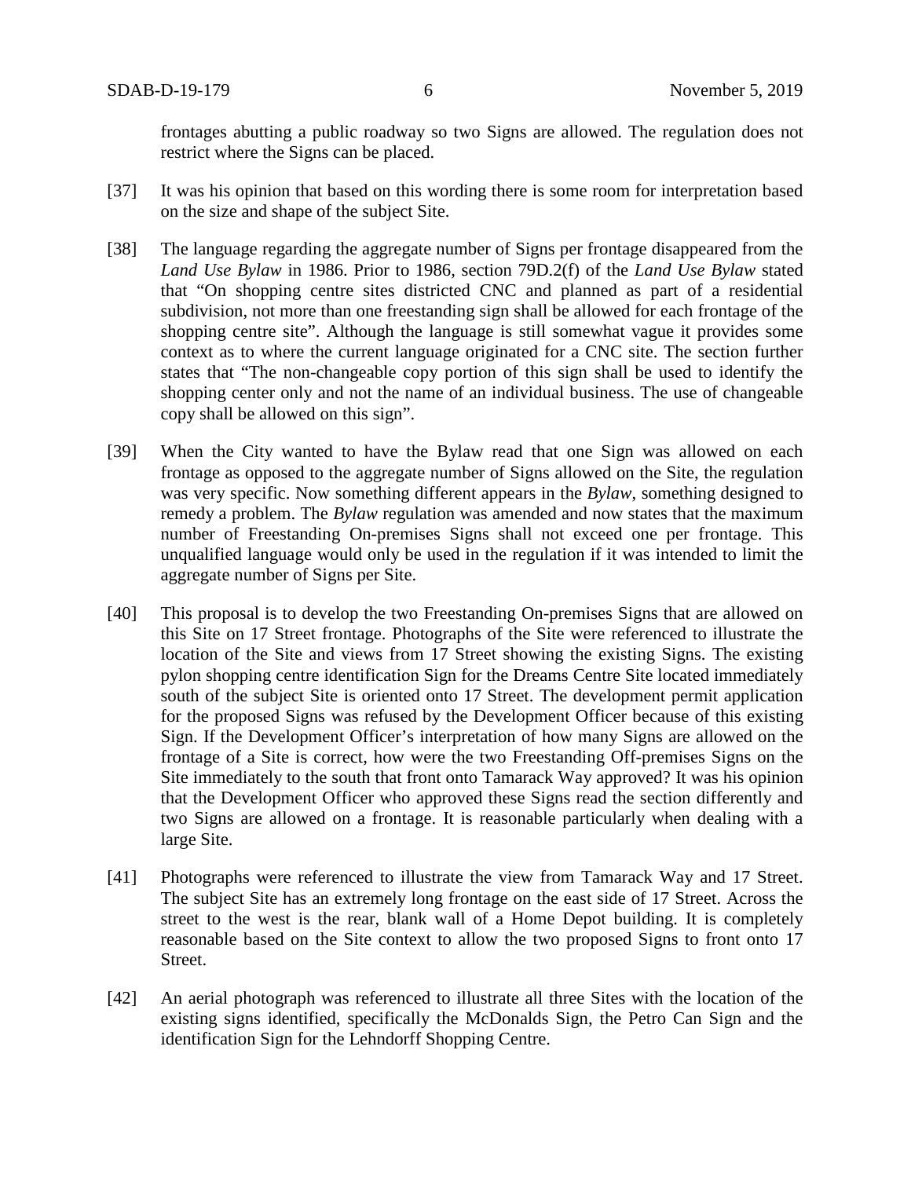frontages abutting a public roadway so two Signs are allowed. The regulation does not restrict where the Signs can be placed.

[37] It was his opinion that based on this wording there is some room for interpretation based on the size and shape of the subject Site.

[38] The language regarding the aggregate number of Signs per frontage disappeared from the *Land Use Bylaw* in 1986. Prior to 1986, section 79D.2(f) of the *Land Use Bylaw* stated that "On shopping centre sites districted CNC and planned as part of a residential subdivision, not more than one freestanding sign shall be allowed for each frontage of the shopping centre site". Although the language is still somewhat vague it provides some context as to where the current language originated for a CNC site. The section further states that "The non-changeable copy portion of this sign shall be used to identify the shopping center only and not the name of an individual business. The use of changeable copy shall be allowed on this sign".

[39] When the City wanted to have the Bylaw read that one Sign was allowed on each frontage as opposed to the aggregate number of Signs allowed on the Site, the regulation was very specific. Now something different appears in the *Bylaw*, something designed to remedy a problem. The *Bylaw* regulation was amended and now states that the maximum number of Freestanding On-premises Signs shall not exceed one per frontage. This unqualified language would only be used in the regulation if it was intended to limit the aggregate number of Signs per Site.

[40] This proposal is to develop the two Freestanding On-premises Signs that are allowed on this Site on 17 Street frontage. Photographs of the Site were referenced to illustrate the location of the Site and views from 17 Street showing the existing Signs. The existing pylon shopping centre identification Sign for the Dreams Centre Site located immediately south of the subject Site is oriented onto 17 Street. The development permit application for the proposed Signs was refused by the Development Officer because of this existing Sign. If the Development Officer's interpretation of how many Signs are allowed on the frontage of a Site is correct, how were the two Freestanding Off-premises Signs on the Site immediately to the south that front onto Tamarack Way approved? It was his opinion that the Development Officer who approved these Signs read the section differently and two Signs are allowed on a frontage. It is reasonable particularly when dealing with a large Site.

[41] Photographs were referenced to illustrate the view from Tamarack Way and 17 Street. The subject Site has an extremely long frontage on the east side of 17 Street. Across the street to the west is the rear, blank wall of a Home Depot building. It is completely reasonable based on the Site context to allow the two proposed Signs to front onto 17 Street.

[42] An aerial photograph was referenced to illustrate all three Sites with the location of the existing signs identified, specifically the McDonalds Sign, the Petro Can Sign and the identification Sign for the Lehndorff Shopping Centre.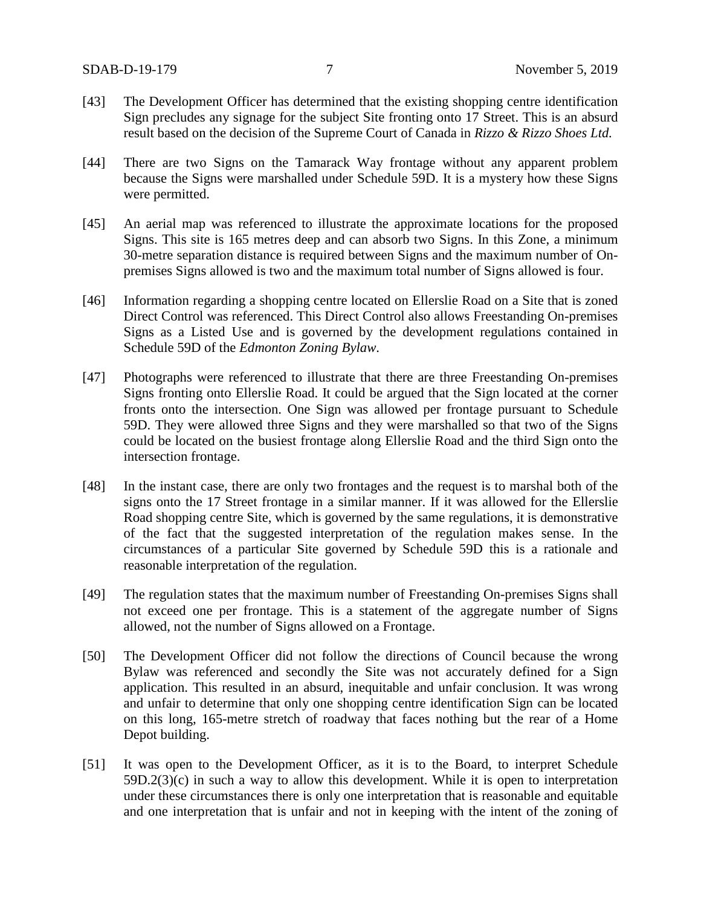[43] The Development Officer has determined that the existing shopping centre identification Sign precludes any signage for the subject Site fronting onto 17 Street. This is an absurd result based on the decision of the Supreme Court of Canada in *Rizzo & Rizzo Shoes Ltd.*

[44] There are two Signs on the Tamarack Way frontage without any apparent problem because the Signs were marshalled under Schedule 59D. It is a mystery how these Signs were permitted.

[45] An aerial map was referenced to illustrate the approximate locations for the proposed Signs. This site is 165 metres deep and can absorb two Signs. In this Zone, a minimum 30-metre separation distance is required between Signs and the maximum number of On-premises Signs allowed is two and the maximum total number of Signs allowed is four.

[46] Information regarding a shopping centre located on Ellerslie Road on a Site that is zoned Direct Control was referenced. This Direct Control also allows Freestanding On-premises Signs as a Listed Use and is governed by the development regulations contained in Schedule 59D of the *Edmonton Zoning Bylaw*.

[47] Photographs were referenced to illustrate that there are three Freestanding On-premises Signs fronting onto Ellerslie Road. It could be argued that the Sign located at the corner fronts onto the intersection. One Sign was allowed per frontage pursuant to Schedule 59D. They were allowed three Signs and they were marshalled so that two of the Signs could be located on the busiest frontage along Ellerslie Road and the third Sign onto the intersection frontage.

[48] In the instant case, there are only two frontages and the request is to marshal both of the signs onto the 17 Street frontage in a similar manner. If it was allowed for the Ellerslie Road shopping centre Site, which is governed by the same regulations, it is demonstrative of the fact that the suggested interpretation of the regulation makes sense. In the circumstances of a particular Site governed by Schedule 59D this is a rationale and reasonable interpretation of the regulation.

[49] The regulation states that the maximum number of Freestanding On-premises Signs shall not exceed one per frontage. This is a statement of the aggregate number of Signs allowed, not the number of Signs allowed on a Frontage.

[50] The Development Officer did not follow the directions of Council because the wrong Bylaw was referenced and secondly the Site was not accurately defined for a Sign application. This resulted in an absurd, inequitable and unfair conclusion. It was wrong and unfair to determine that only one shopping centre identification Sign can be located on this long, 165-metre stretch of roadway that faces nothing but the rear of a Home Depot building.

[51] It was open to the Development Officer, as it is to the Board, to interpret Schedule 59D.2(3)(c) in such a way to allow this development. While it is open to interpretation under these circumstances there is only one interpretation that is reasonable and equitable and one interpretation that is unfair and not in keeping with the intent of the zoning of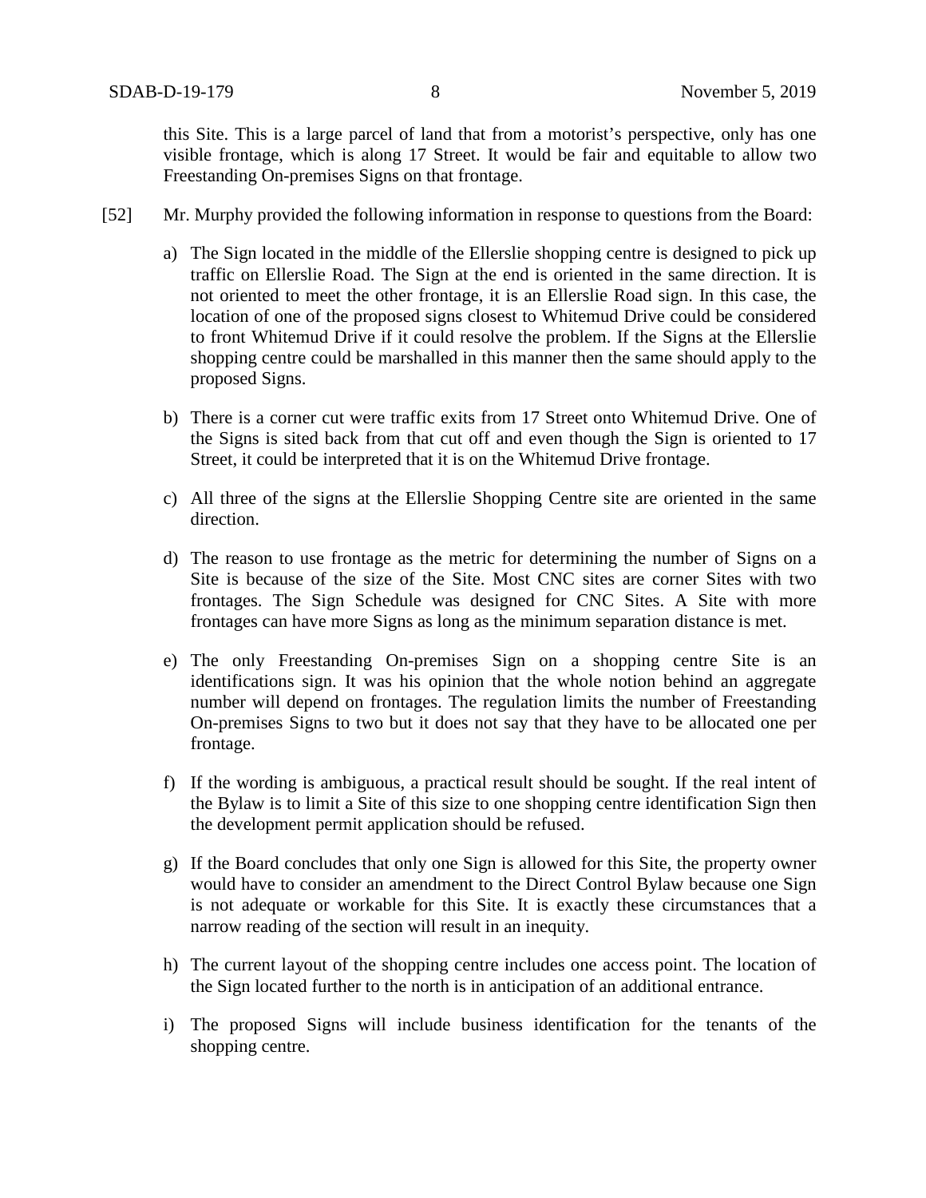this Site. This is a large parcel of land that from a motorist's perspective, only has one visible frontage, which is along 17 Street. It would be fair and equitable to allow two Freestanding On-premises Signs on that frontage.

[52] Mr. Murphy provided the following information in response to questions from the Board:

a) The Sign located in the middle of the Ellerslie shopping centre is designed to pick up traffic on Ellerslie Road. The Sign at the end is oriented in the same direction. It is not oriented to meet the other frontage, it is an Ellerslie Road sign. In this case, the location of one of the proposed signs closest to Whitemud Drive could be considered to front Whitemud Drive if it could resolve the problem. If the Signs at the Ellerslie shopping centre could be marshalled in this manner then the same should apply to the proposed Signs.

b) There is a corner cut were traffic exits from 17 Street onto Whitemud Drive. One of the Signs is sited back from that cut off and even though the Sign is oriented to 17 Street, it could be interpreted that it is on the Whitemud Drive frontage.

c) All three of the signs at the Ellerslie Shopping Centre site are oriented in the same direction.

d) The reason to use frontage as the metric for determining the number of Signs on a Site is because of the size of the Site. Most CNC sites are corner Sites with two frontages. The Sign Schedule was designed for CNC Sites. A Site with more frontages can have more Signs as long as the minimum separation distance is met.

e) The only Freestanding On-premises Sign on a shopping centre Site is an identifications sign. It was his opinion that the whole notion behind an aggregate number will depend on frontages. The regulation limits the number of Freestanding On-premises Signs to two but it does not say that they have to be allocated one per frontage.

f) If the wording is ambiguous, a practical result should be sought. If the real intent of the Bylaw is to limit a Site of this size to one shopping centre identification Sign then the development permit application should be refused.

g) If the Board concludes that only one Sign is allowed for this Site, the property owner would have to consider an amendment to the Direct Control Bylaw because one Sign is not adequate or workable for this Site. It is exactly these circumstances that a narrow reading of the section will result in an inequity.

h) The current layout of the shopping centre includes one access point. The location of the Sign located further to the north is in anticipation of an additional entrance.

i) The proposed Signs will include business identification for the tenants of the shopping centre.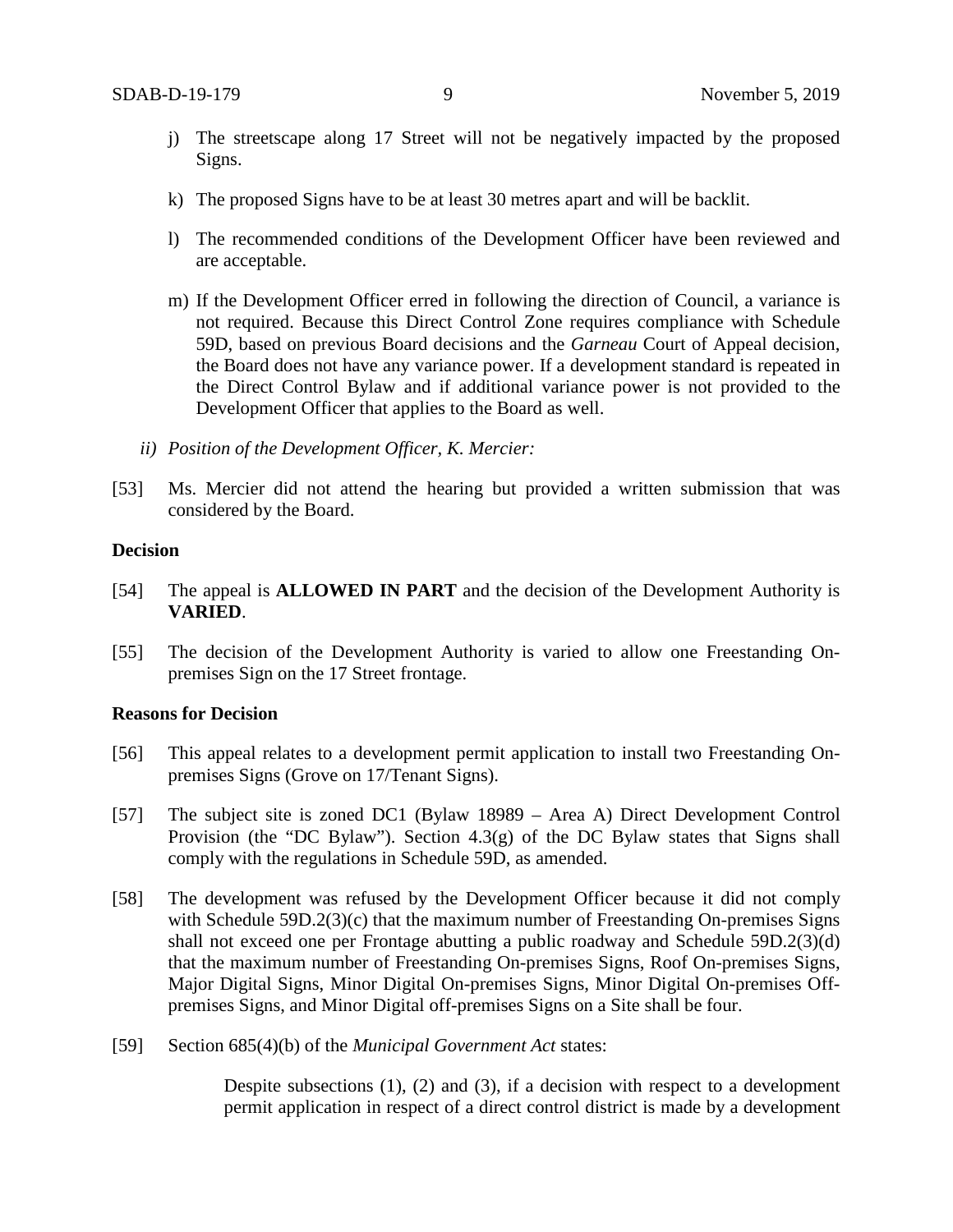- j) The streetscape along 17 Street will not be negatively impacted by the proposed Signs.
- k) The proposed Signs have to be at least 30 metres apart and will be backlit.
- l) The recommended conditions of the Development Officer have been reviewed and are acceptable.
- m) If the Development Officer erred in following the direction of Council, a variance is not required. Because this Direct Control Zone requires compliance with Schedule 59D, based on previous Board decisions and the *Garneau* Court of Appeal decision, the Board does not have any variance power. If a development standard is repeated in the Direct Control Bylaw and if additional variance power is not provided to the Development Officer that applies to the Board as well.

*ii) Position of the Development Officer, K. Mercier:*

[53] Ms. Mercier did not attend the hearing but provided a written submission that was considered by the Board.

**Decision**

[54] The appeal is **ALLOWED IN PART** and the decision of the Development Authority is **VARIED**.

[55] The decision of the Development Authority is varied to allow one Freestanding On-premises Sign on the 17 Street frontage.

**Reasons for Decision**

[56] This appeal relates to a development permit application to install two Freestanding On-premises Signs (Grove on 17/Tenant Signs).

[57] The subject site is zoned DC1 (Bylaw 18989 – Area A) Direct Development Control Provision (the "DC Bylaw"). Section 4.3(g) of the DC Bylaw states that Signs shall comply with the regulations in Schedule 59D, as amended.

[58] The development was refused by the Development Officer because it did not comply with Schedule 59D.2(3)(c) that the maximum number of Freestanding On-premises Signs shall not exceed one per Frontage abutting a public roadway and Schedule 59D.2(3)(d) that the maximum number of Freestanding On-premises Signs, Roof On-premises Signs, Major Digital Signs, Minor Digital On-premises Signs, Minor Digital On-premises Off-premises Signs, and Minor Digital off-premises Signs on a Site shall be four.

[59] Section 685(4)(b) of the *Municipal Government Act* states:

> Despite subsections (1), (2) and (3), if a decision with respect to a development permit application in respect of a direct control district is made by a development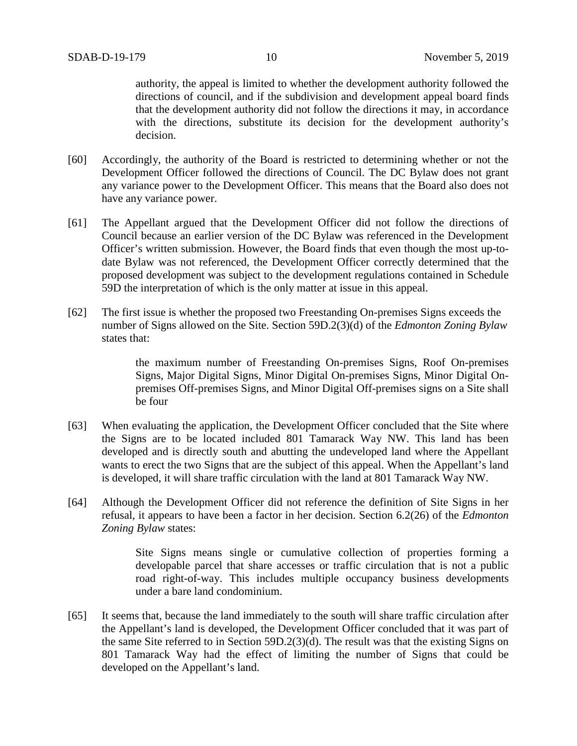> authority, the appeal is limited to whether the development authority followed the directions of council, and if the subdivision and development appeal board finds that the development authority did not follow the directions it may, in accordance with the directions, substitute its decision for the development authority's decision.

[60] Accordingly, the authority of the Board is restricted to determining whether or not the Development Officer followed the directions of Council. The DC Bylaw does not grant any variance power to the Development Officer. This means that the Board also does not have any variance power.

[61] The Appellant argued that the Development Officer did not follow the directions of Council because an earlier version of the DC Bylaw was referenced in the Development Officer's written submission. However, the Board finds that even though the most up-to-date Bylaw was not referenced, the Development Officer correctly determined that the proposed development was subject to the development regulations contained in Schedule 59D the interpretation of which is the only matter at issue in this appeal.

[62] The first issue is whether the proposed two Freestanding On-premises Signs exceeds the number of Signs allowed on the Site. Section 59D.2(3)(d) of the *Edmonton Zoning Bylaw* states that:

> the maximum number of Freestanding On-premises Signs, Roof On-premises Signs, Major Digital Signs, Minor Digital On-premises Signs, Minor Digital On-premises Off-premises Signs, and Minor Digital Off-premises signs on a Site shall be four

[63] When evaluating the application, the Development Officer concluded that the Site where the Signs are to be located included 801 Tamarack Way NW. This land has been developed and is directly south and abutting the undeveloped land where the Appellant wants to erect the two Signs that are the subject of this appeal. When the Appellant's land is developed, it will share traffic circulation with the land at 801 Tamarack Way NW.

[64] Although the Development Officer did not reference the definition of Site Signs in her refusal, it appears to have been a factor in her decision. Section 6.2(26) of the *Edmonton Zoning Bylaw* states:

> Site Signs means single or cumulative collection of properties forming a developable parcel that share accesses or traffic circulation that is not a public road right-of-way. This includes multiple occupancy business developments under a bare land condominium.

[65] It seems that, because the land immediately to the south will share traffic circulation after the Appellant's land is developed, the Development Officer concluded that it was part of the same Site referred to in Section 59D.2(3)(d). The result was that the existing Signs on 801 Tamarack Way had the effect of limiting the number of Signs that could be developed on the Appellant's land.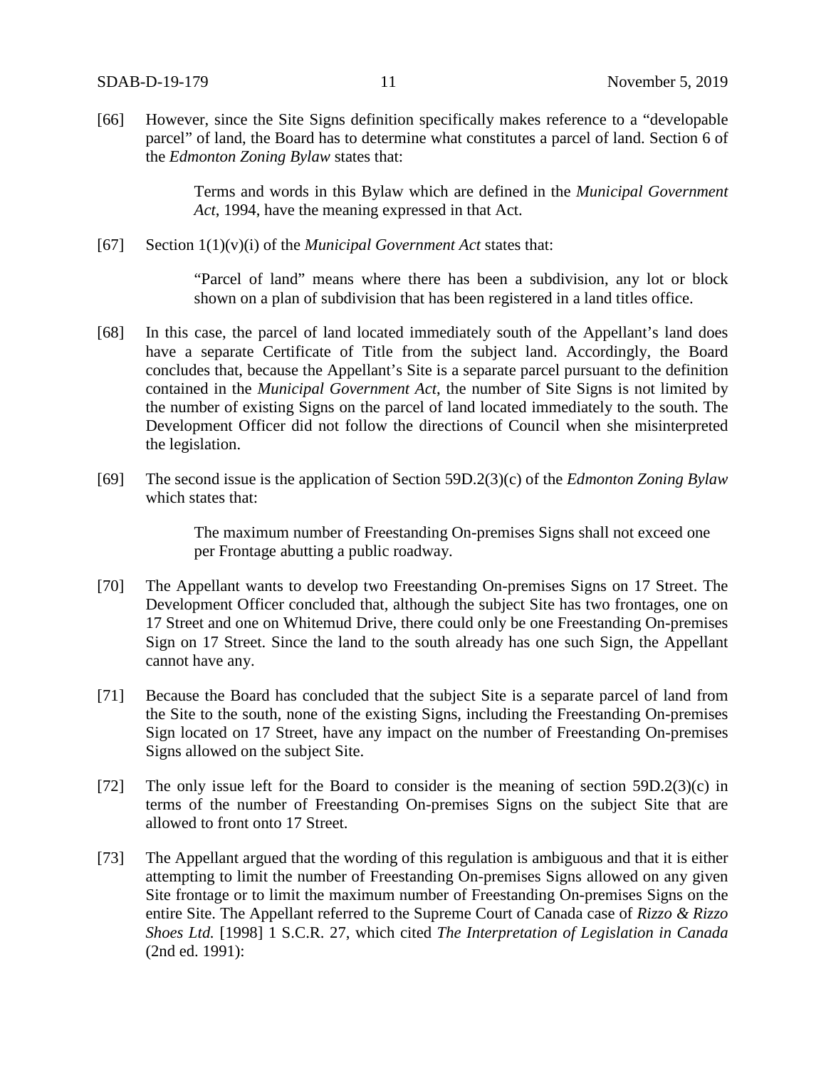[66] However, since the Site Signs definition specifically makes reference to a "developable parcel" of land, the Board has to determine what constitutes a parcel of land. Section 6 of the *Edmonton Zoning Bylaw* states that:

> Terms and words in this Bylaw which are defined in the *Municipal Government Act*, 1994, have the meaning expressed in that Act.

[67] Section 1(1)(v)(i) of the *Municipal Government Act* states that:

> "Parcel of land" means where there has been a subdivision, any lot or block shown on a plan of subdivision that has been registered in a land titles office.

[68] In this case, the parcel of land located immediately south of the Appellant's land does have a separate Certificate of Title from the subject land. Accordingly, the Board concludes that, because the Appellant's Site is a separate parcel pursuant to the definition contained in the *Municipal Government Act*, the number of Site Signs is not limited by the number of existing Signs on the parcel of land located immediately to the south. The Development Officer did not follow the directions of Council when she misinterpreted the legislation.

[69] The second issue is the application of Section 59D.2(3)(c) of the *Edmonton Zoning Bylaw* which states that:

> The maximum number of Freestanding On-premises Signs shall not exceed one per Frontage abutting a public roadway.

[70] The Appellant wants to develop two Freestanding On-premises Signs on 17 Street. The Development Officer concluded that, although the subject Site has two frontages, one on 17 Street and one on Whitemud Drive, there could only be one Freestanding On-premises Sign on 17 Street. Since the land to the south already has one such Sign, the Appellant cannot have any.

[71] Because the Board has concluded that the subject Site is a separate parcel of land from the Site to the south, none of the existing Signs, including the Freestanding On-premises Sign located on 17 Street, have any impact on the number of Freestanding On-premises Signs allowed on the subject Site.

[72] The only issue left for the Board to consider is the meaning of section 59D.2(3)(c) in terms of the number of Freestanding On-premises Signs on the subject Site that are allowed to front onto 17 Street.

[73] The Appellant argued that the wording of this regulation is ambiguous and that it is either attempting to limit the number of Freestanding On-premises Signs allowed on any given Site frontage or to limit the maximum number of Freestanding On-premises Signs on the entire Site. The Appellant referred to the Supreme Court of Canada case of *Rizzo & Rizzo Shoes Ltd.* [1998] 1 S.C.R. 27, which cited *The Interpretation of Legislation in Canada* (2nd ed. 1991):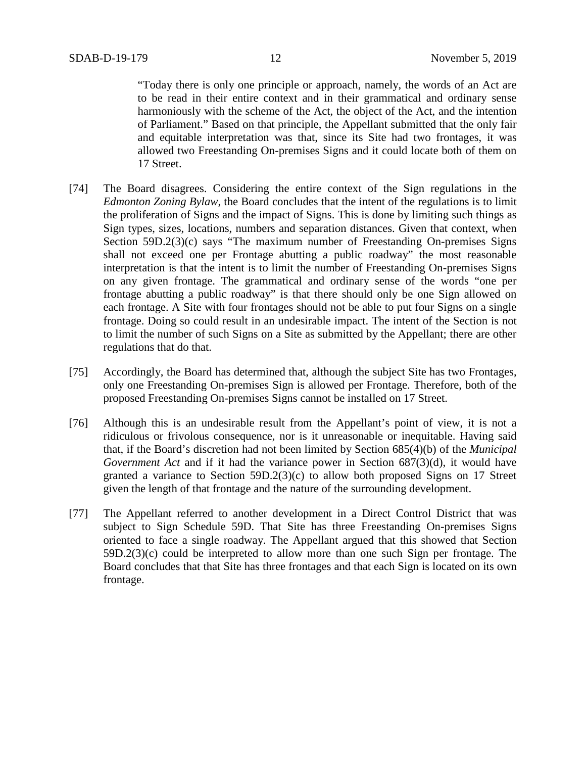"Today there is only one principle or approach, namely, the words of an Act are to be read in their entire context and in their grammatical and ordinary sense harmoniously with the scheme of the Act, the object of the Act, and the intention of Parliament." Based on that principle, the Appellant submitted that the only fair and equitable interpretation was that, since its Site had two frontages, it was allowed two Freestanding On-premises Signs and it could locate both of them on 17 Street.

[74] The Board disagrees. Considering the entire context of the Sign regulations in the *Edmonton Zoning Bylaw*, the Board concludes that the intent of the regulations is to limit the proliferation of Signs and the impact of Signs. This is done by limiting such things as Sign types, sizes, locations, numbers and separation distances. Given that context, when Section 59D.2(3)(c) says "The maximum number of Freestanding On-premises Signs shall not exceed one per Frontage abutting a public roadway" the most reasonable interpretation is that the intent is to limit the number of Freestanding On-premises Signs on any given frontage. The grammatical and ordinary sense of the words "one per frontage abutting a public roadway" is that there should only be one Sign allowed on each frontage. A Site with four frontages should not be able to put four Signs on a single frontage. Doing so could result in an undesirable impact. The intent of the Section is not to limit the number of such Signs on a Site as submitted by the Appellant; there are other regulations that do that.

[75] Accordingly, the Board has determined that, although the subject Site has two Frontages, only one Freestanding On-premises Sign is allowed per Frontage. Therefore, both of the proposed Freestanding On-premises Signs cannot be installed on 17 Street.

[76] Although this is an undesirable result from the Appellant's point of view, it is not a ridiculous or frivolous consequence, nor is it unreasonable or inequitable. Having said that, if the Board's discretion had not been limited by Section 685(4)(b) of the *Municipal Government Act* and if it had the variance power in Section 687(3)(d), it would have granted a variance to Section 59D.2(3)(c) to allow both proposed Signs on 17 Street given the length of that frontage and the nature of the surrounding development.

[77] The Appellant referred to another development in a Direct Control District that was subject to Sign Schedule 59D. That Site has three Freestanding On-premises Signs oriented to face a single roadway. The Appellant argued that this showed that Section 59D.2(3)(c) could be interpreted to allow more than one such Sign per frontage. The Board concludes that that Site has three frontages and that each Sign is located on its own frontage.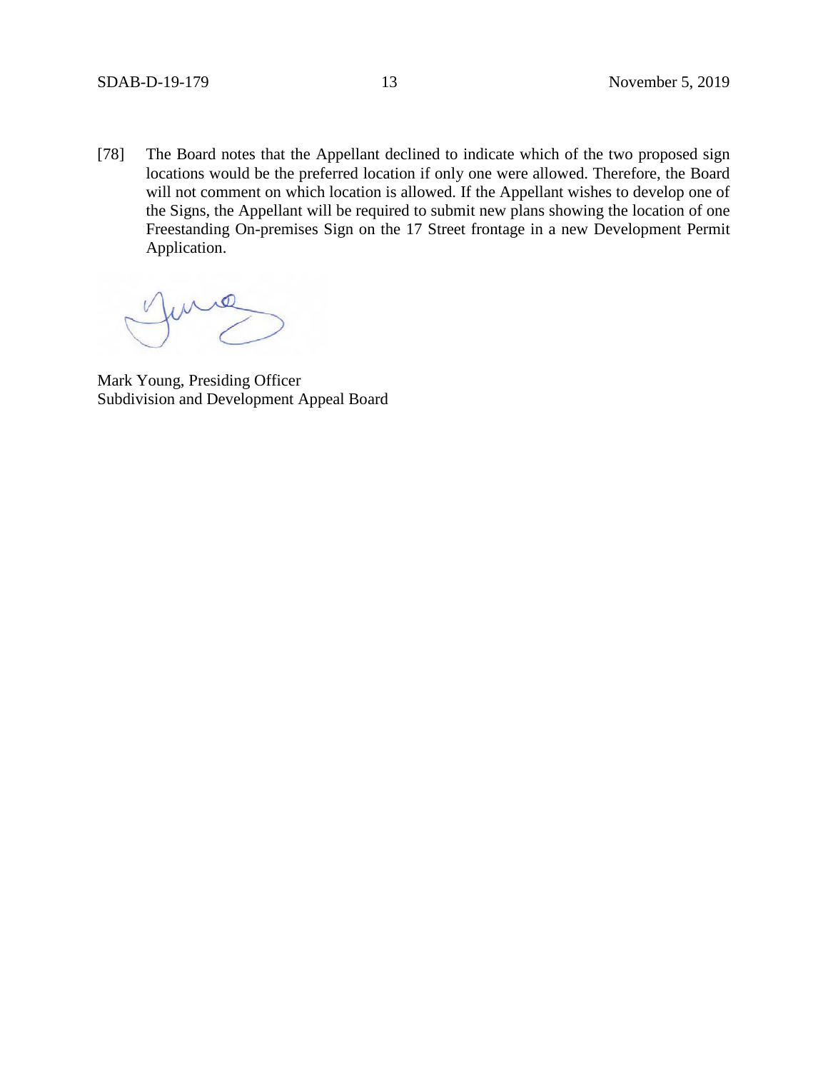[78] The Board notes that the Appellant declined to indicate which of the two proposed sign locations would be the preferred location if only one were allowed. Therefore, the Board will not comment on which location is allowed. If the Appellant wishes to develop one of the Signs, the Appellant will be required to submit new plans showing the location of one Freestanding On-premises Sign on the 17 Street frontage in a new Development Permit Application.

Mark Young, Presiding Officer
Subdivision and Development Appeal Board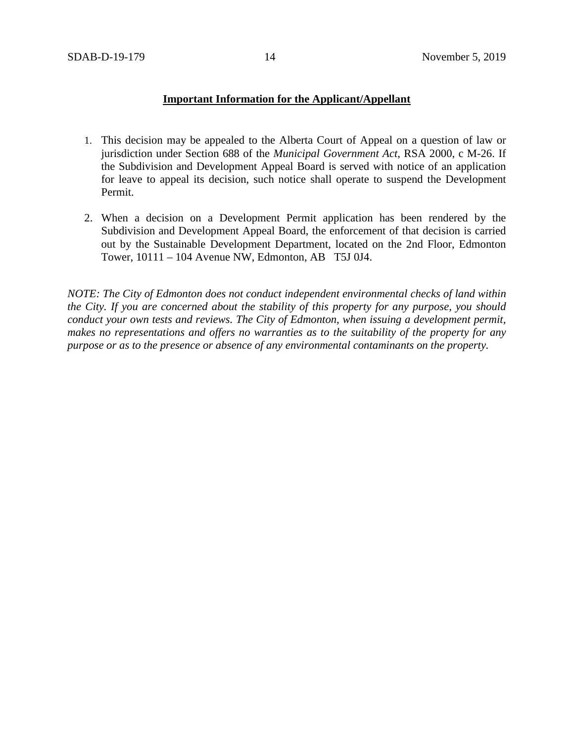**Important Information for the Applicant/Appellant**

1. This decision may be appealed to the Alberta Court of Appeal on a question of law or jurisdiction under Section 688 of the *Municipal Government Act*, RSA 2000, c M-26. If the Subdivision and Development Appeal Board is served with notice of an application for leave to appeal its decision, such notice shall operate to suspend the Development Permit.

2. When a decision on a Development Permit application has been rendered by the Subdivision and Development Appeal Board, the enforcement of that decision is carried out by the Sustainable Development Department, located on the 2nd Floor, Edmonton Tower, 10111 – 104 Avenue NW, Edmonton, AB T5J 0J4.

*NOTE: The City of Edmonton does not conduct independent environmental checks of land within the City. If you are concerned about the stability of this property for any purpose, you should conduct your own tests and reviews. The City of Edmonton, when issuing a development permit, makes no representations and offers no warranties as to the suitability of the property for any purpose or as to the presence or absence of any environmental contaminants on the property.*